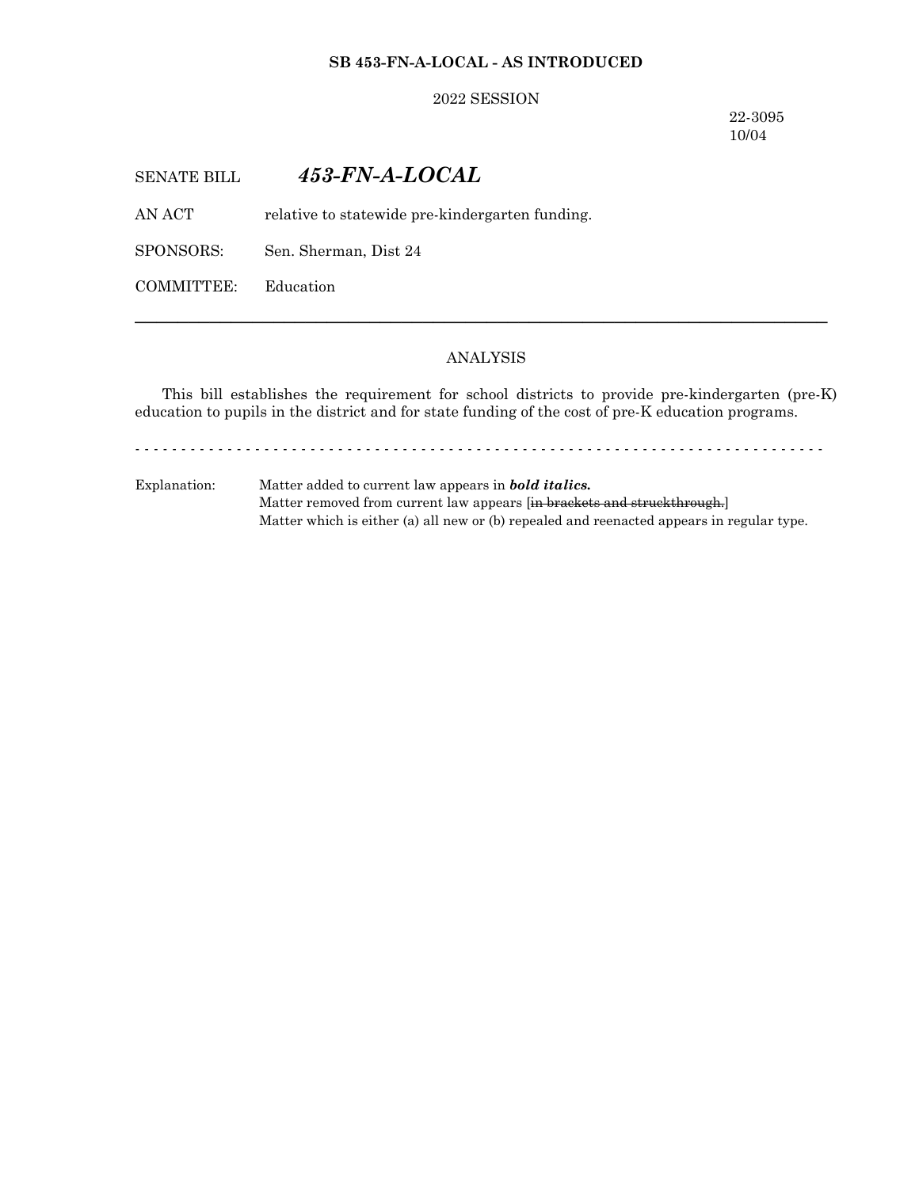**SB 453-FN-A-LOCAL - AS INTRODUCED**

2022 SESSION

22-3095
10/04

SENATE BILL ***453-FN-A-LOCAL***

AN ACT relative to statewide pre-kindergarten funding.

SPONSORS: Sen. Sherman, Dist 24

COMMITTEE: Education

---

ANALYSIS

This bill establishes the requirement for school districts to provide pre-kindergarten (pre-K) education to pupils in the district and for state funding of the cost of pre-K education programs.

\- - - - - - - - - - - - - - - - - - - - - - - - - - - - - - - - - - - - - - - - - - - - - - - - - - - - - - - - - - - - - - - - - - - - - - - - - -

Explanation: Matter added to current law appears in ***bold italics.***
Matter removed from current law appears [~~in brackets and struckthrough.~~]
Matter which is either (a) all new or (b) repealed and reenacted appears in regular type.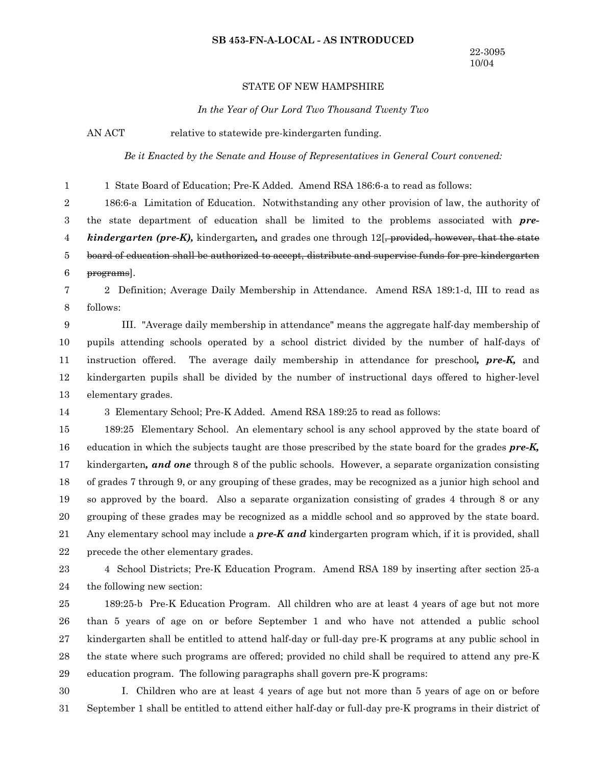**SB 453-FN-A-LOCAL - AS INTRODUCED**

22-3095
10/04

STATE OF NEW HAMPSHIRE

*In the Year of Our Lord Two Thousand Twenty Two*

AN ACT relative to statewide pre-kindergarten funding.

*Be it Enacted by the Senate and House of Representatives in General Court convened:*

1 State Board of Education; Pre-K Added. Amend RSA 186:6-a to read as follows:

186:6-a Limitation of Education. Notwithstanding any other provision of law, the authority of the state department of education shall be limited to the problems associated with ***pre-kindergarten (pre-K),*** kindergarten***,*** and grades one through 12[~~, provided, however, that the state board of education shall be authorized to accept, distribute and supervise funds for pre-kindergarten programs~~].

2 Definition; Average Daily Membership in Attendance. Amend RSA 189:1-d, III to read as follows:

III. "Average daily membership in attendance" means the aggregate half-day membership of pupils attending schools operated by a school district divided by the number of half-days of instruction offered. The average daily membership in attendance for preschool***, pre-K,*** and kindergarten pupils shall be divided by the number of instructional days offered to higher-level elementary grades.

3 Elementary School; Pre-K Added. Amend RSA 189:25 to read as follows:

189:25 Elementary School. An elementary school is any school approved by the state board of education in which the subjects taught are those prescribed by the state board for the grades ***pre-K,*** kindergarten***, and one*** through 8 of the public schools. However, a separate organization consisting of grades 7 through 9, or any grouping of these grades, may be recognized as a junior high school and so approved by the board. Also a separate organization consisting of grades 4 through 8 or any grouping of these grades may be recognized as a middle school and so approved by the state board. Any elementary school may include a ***pre-K and*** kindergarten program which, if it is provided, shall precede the other elementary grades.

4 School Districts; Pre-K Education Program. Amend RSA 189 by inserting after section 25-a the following new section:

189:25-b Pre-K Education Program. All children who are at least 4 years of age but not more than 5 years of age on or before September 1 and who have not attended a public school kindergarten shall be entitled to attend half-day or full-day pre-K programs at any public school in the state where such programs are offered; provided no child shall be required to attend any pre-K education program. The following paragraphs shall govern pre-K programs:

I. Children who are at least 4 years of age but not more than 5 years of age on or before September 1 shall be entitled to attend either half-day or full-day pre-K programs in their district of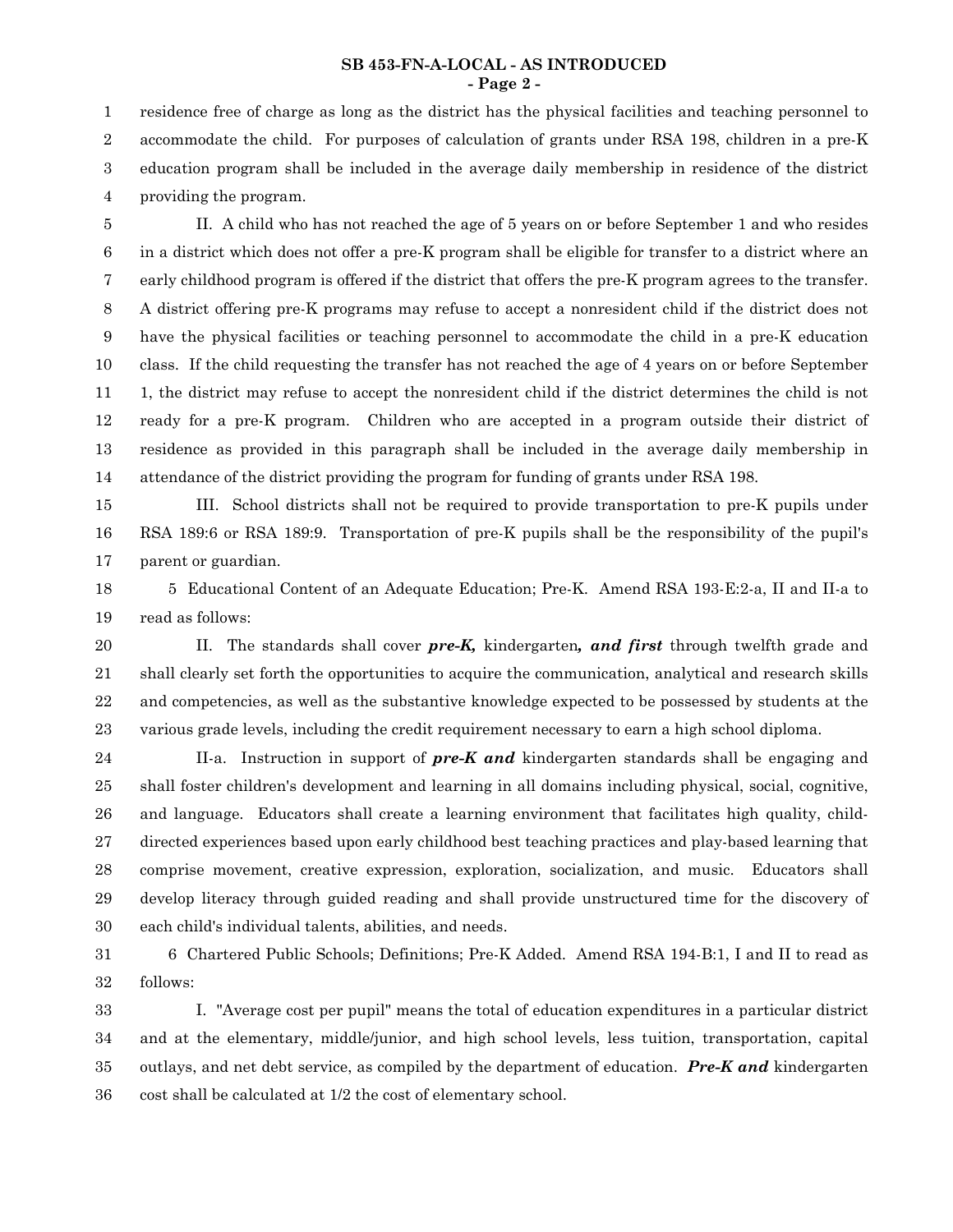residence free of charge as long as the district has the physical facilities and teaching personnel to accommodate the child. For purposes of calculation of grants under RSA 198, children in a pre-K education program shall be included in the average daily membership in residence of the district providing the program.

II. A child who has not reached the age of 5 years on or before September 1 and who resides in a district which does not offer a pre-K program shall be eligible for transfer to a district where an early childhood program is offered if the district that offers the pre-K program agrees to the transfer. A district offering pre-K programs may refuse to accept a nonresident child if the district does not have the physical facilities or teaching personnel to accommodate the child in a pre-K education class. If the child requesting the transfer has not reached the age of 4 years on or before September 1, the district may refuse to accept the nonresident child if the district determines the child is not ready for a pre-K program. Children who are accepted in a program outside their district of residence as provided in this paragraph shall be included in the average daily membership in attendance of the district providing the program for funding of grants under RSA 198.

III. School districts shall not be required to provide transportation to pre-K pupils under RSA 189:6 or RSA 189:9. Transportation of pre-K pupils shall be the responsibility of the pupil's parent or guardian.

5 Educational Content of an Adequate Education; Pre-K. Amend RSA 193-E:2-a, II and II-a to read as follows:

II. The standards shall cover ***pre-K,*** kindergarten***, and first*** through twelfth grade and shall clearly set forth the opportunities to acquire the communication, analytical and research skills and competencies, as well as the substantive knowledge expected to be possessed by students at the various grade levels, including the credit requirement necessary to earn a high school diploma.

II-a. Instruction in support of ***pre-K and*** kindergarten standards shall be engaging and shall foster children's development and learning in all domains including physical, social, cognitive, and language. Educators shall create a learning environment that facilitates high quality, child-directed experiences based upon early childhood best teaching practices and play-based learning that comprise movement, creative expression, exploration, socialization, and music. Educators shall develop literacy through guided reading and shall provide unstructured time for the discovery of each child's individual talents, abilities, and needs.

6 Chartered Public Schools; Definitions; Pre-K Added. Amend RSA 194-B:1, I and II to read as follows:

I. "Average cost per pupil" means the total of education expenditures in a particular district and at the elementary, middle/junior, and high school levels, less tuition, transportation, capital outlays, and net debt service, as compiled by the department of education. ***Pre-K and*** kindergarten cost shall be calculated at 1/2 the cost of elementary school.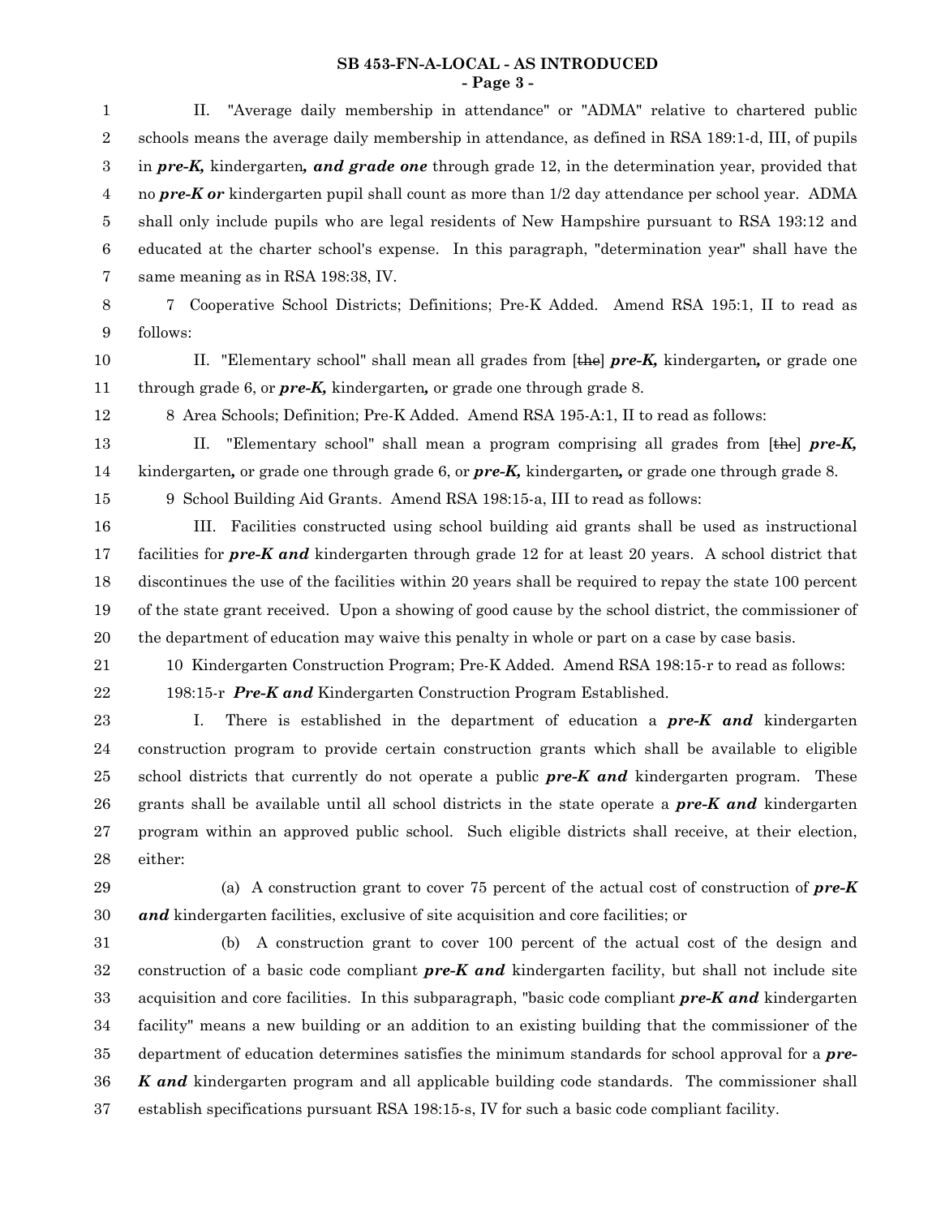II. "Average daily membership in attendance" or "ADMA" relative to chartered public schools means the average daily membership in attendance, as defined in RSA 189:1-d, III, of pupils in ***pre-K,*** kindergarten***, and grade one*** through grade 12, in the determination year, provided that no ***pre-K or*** kindergarten pupil shall count as more than 1/2 day attendance per school year. ADMA shall only include pupils who are legal residents of New Hampshire pursuant to RSA 193:12 and educated at the charter school's expense. In this paragraph, "determination year" shall have the same meaning as in RSA 198:38, IV.

7 Cooperative School Districts; Definitions; Pre-K Added. Amend RSA 195:1, II to read as follows:

II. "Elementary school" shall mean all grades from [~~the~~] ***pre-K,*** kindergarten***,*** or grade one through grade 6, or ***pre-K,*** kindergarten***,*** or grade one through grade 8.

8 Area Schools; Definition; Pre-K Added. Amend RSA 195-A:1, II to read as follows:

II. "Elementary school" shall mean a program comprising all grades from [~~the~~] ***pre-K,*** kindergarten***,*** or grade one through grade 6, or ***pre-K,*** kindergarten***,*** or grade one through grade 8.

9 School Building Aid Grants. Amend RSA 198:15-a, III to read as follows:

III. Facilities constructed using school building aid grants shall be used as instructional facilities for ***pre-K and*** kindergarten through grade 12 for at least 20 years. A school district that discontinues the use of the facilities within 20 years shall be required to repay the state 100 percent of the state grant received. Upon a showing of good cause by the school district, the commissioner of the department of education may waive this penalty in whole or part on a case by case basis.

10 Kindergarten Construction Program; Pre-K Added. Amend RSA 198:15-r to read as follows:

198:15-r ***Pre-K and*** Kindergarten Construction Program Established.

I. There is established in the department of education a ***pre-K and*** kindergarten construction program to provide certain construction grants which shall be available to eligible school districts that currently do not operate a public ***pre-K and*** kindergarten program. These grants shall be available until all school districts in the state operate a ***pre-K and*** kindergarten program within an approved public school. Such eligible districts shall receive, at their election, either:

(a) A construction grant to cover 75 percent of the actual cost of construction of ***pre-K and*** kindergarten facilities, exclusive of site acquisition and core facilities; or

(b) A construction grant to cover 100 percent of the actual cost of the design and construction of a basic code compliant ***pre-K and*** kindergarten facility, but shall not include site acquisition and core facilities. In this subparagraph, "basic code compliant ***pre-K and*** kindergarten facility" means a new building or an addition to an existing building that the commissioner of the department of education determines satisfies the minimum standards for school approval for a ***pre-K and*** kindergarten program and all applicable building code standards. The commissioner shall establish specifications pursuant RSA 198:15-s, IV for such a basic code compliant facility.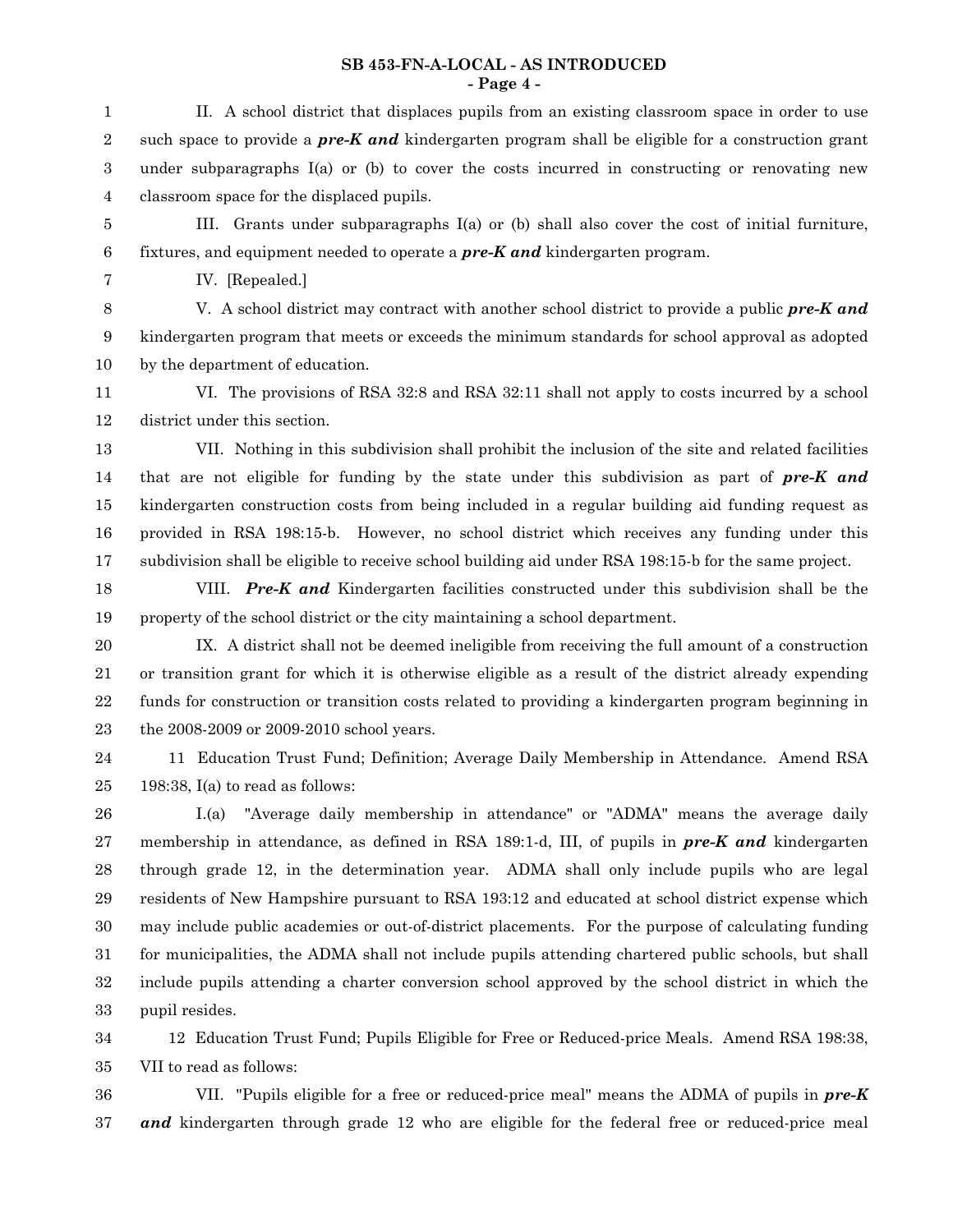II. A school district that displaces pupils from an existing classroom space in order to use such space to provide a ***pre-K and*** kindergarten program shall be eligible for a construction grant under subparagraphs I(a) or (b) to cover the costs incurred in constructing or renovating new classroom space for the displaced pupils.

III. Grants under subparagraphs I(a) or (b) shall also cover the cost of initial furniture, fixtures, and equipment needed to operate a ***pre-K and*** kindergarten program.

IV. [Repealed.]

V. A school district may contract with another school district to provide a public ***pre-K and*** kindergarten program that meets or exceeds the minimum standards for school approval as adopted by the department of education.

VI. The provisions of RSA 32:8 and RSA 32:11 shall not apply to costs incurred by a school district under this section.

VII. Nothing in this subdivision shall prohibit the inclusion of the site and related facilities that are not eligible for funding by the state under this subdivision as part of ***pre-K and*** kindergarten construction costs from being included in a regular building aid funding request as provided in RSA 198:15-b. However, no school district which receives any funding under this subdivision shall be eligible to receive school building aid under RSA 198:15-b for the same project.

VIII. ***Pre-K and*** Kindergarten facilities constructed under this subdivision shall be the property of the school district or the city maintaining a school department.

IX. A district shall not be deemed ineligible from receiving the full amount of a construction or transition grant for which it is otherwise eligible as a result of the district already expending funds for construction or transition costs related to providing a kindergarten program beginning in the 2008-2009 or 2009-2010 school years.

11 Education Trust Fund; Definition; Average Daily Membership in Attendance. Amend RSA 198:38, I(a) to read as follows:

I.(a) "Average daily membership in attendance" or "ADMA" means the average daily membership in attendance, as defined in RSA 189:1-d, III, of pupils in ***pre-K and*** kindergarten through grade 12, in the determination year. ADMA shall only include pupils who are legal residents of New Hampshire pursuant to RSA 193:12 and educated at school district expense which may include public academies or out-of-district placements. For the purpose of calculating funding for municipalities, the ADMA shall not include pupils attending chartered public schools, but shall include pupils attending a charter conversion school approved by the school district in which the pupil resides.

12 Education Trust Fund; Pupils Eligible for Free or Reduced-price Meals. Amend RSA 198:38, VII to read as follows:

VII. "Pupils eligible for a free or reduced-price meal" means the ADMA of pupils in ***pre-K and*** kindergarten through grade 12 who are eligible for the federal free or reduced-price meal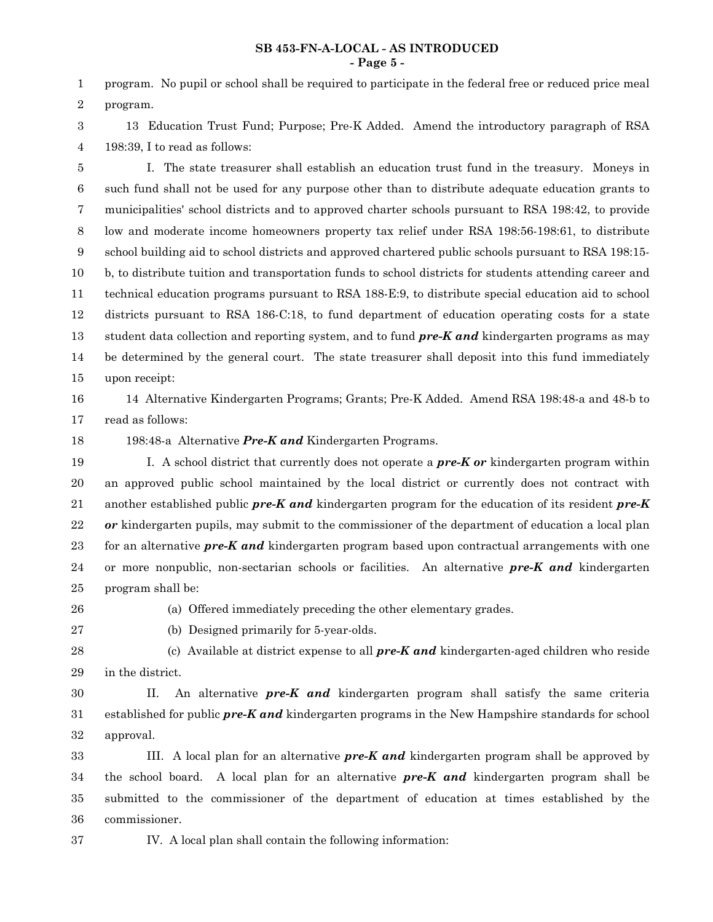program. No pupil or school shall be required to participate in the federal free or reduced price meal program.

13 Education Trust Fund; Purpose; Pre-K Added. Amend the introductory paragraph of RSA 198:39, I to read as follows:

I. The state treasurer shall establish an education trust fund in the treasury. Moneys in such fund shall not be used for any purpose other than to distribute adequate education grants to municipalities' school districts and to approved charter schools pursuant to RSA 198:42, to provide low and moderate income homeowners property tax relief under RSA 198:56-198:61, to distribute school building aid to school districts and approved chartered public schools pursuant to RSA 198:15-b, to distribute tuition and transportation funds to school districts for students attending career and technical education programs pursuant to RSA 188-E:9, to distribute special education aid to school districts pursuant to RSA 186-C:18, to fund department of education operating costs for a state student data collection and reporting system, and to fund ***pre-K and*** kindergarten programs as may be determined by the general court. The state treasurer shall deposit into this fund immediately upon receipt:

14 Alternative Kindergarten Programs; Grants; Pre-K Added. Amend RSA 198:48-a and 48-b to read as follows:

198:48-a Alternative ***Pre-K and*** Kindergarten Programs.

I. A school district that currently does not operate a ***pre-K or*** kindergarten program within an approved public school maintained by the local district or currently does not contract with another established public ***pre-K and*** kindergarten program for the education of its resident ***pre-K or*** kindergarten pupils, may submit to the commissioner of the department of education a local plan for an alternative ***pre-K and*** kindergarten program based upon contractual arrangements with one or more nonpublic, non-sectarian schools or facilities. An alternative ***pre-K and*** kindergarten program shall be:

(a) Offered immediately preceding the other elementary grades.

(b) Designed primarily for 5-year-olds.

(c) Available at district expense to all ***pre-K and*** kindergarten-aged children who reside in the district.

II. An alternative ***pre-K and*** kindergarten program shall satisfy the same criteria established for public ***pre-K and*** kindergarten programs in the New Hampshire standards for school approval.

III. A local plan for an alternative ***pre-K and*** kindergarten program shall be approved by the school board. A local plan for an alternative ***pre-K and*** kindergarten program shall be submitted to the commissioner of the department of education at times established by the commissioner.

IV. A local plan shall contain the following information: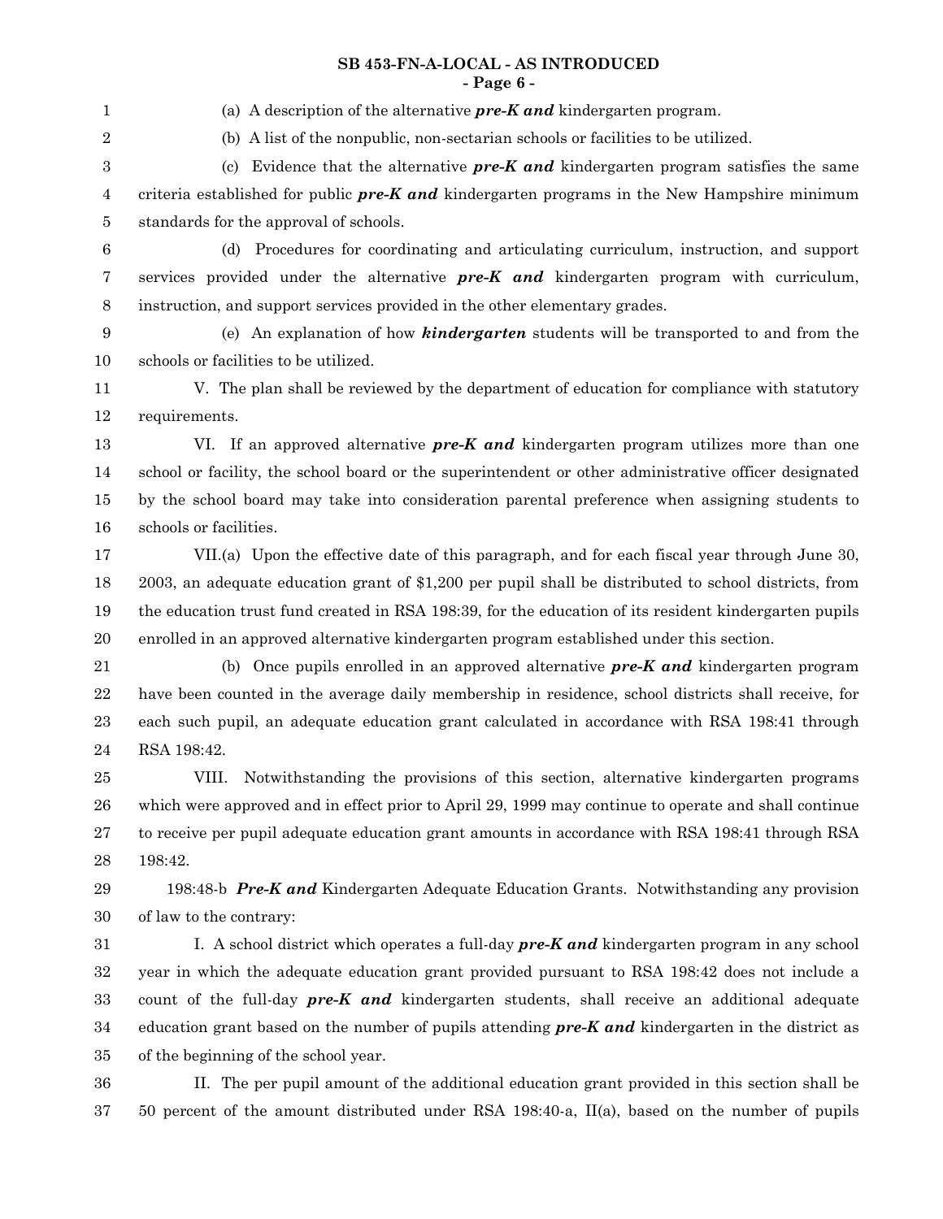(a) A description of the alternative ***pre-K and*** kindergarten program.

(b) A list of the nonpublic, non-sectarian schools or facilities to be utilized.

(c) Evidence that the alternative ***pre-K and*** kindergarten program satisfies the same criteria established for public ***pre-K and*** kindergarten programs in the New Hampshire minimum standards for the approval of schools.

(d) Procedures for coordinating and articulating curriculum, instruction, and support services provided under the alternative ***pre-K and*** kindergarten program with curriculum, instruction, and support services provided in the other elementary grades.

(e) An explanation of how ***kindergarten*** students will be transported to and from the schools or facilities to be utilized.

V. The plan shall be reviewed by the department of education for compliance with statutory requirements.

VI. If an approved alternative ***pre-K and*** kindergarten program utilizes more than one school or facility, the school board or the superintendent or other administrative officer designated by the school board may take into consideration parental preference when assigning students to schools or facilities.

VII.(a) Upon the effective date of this paragraph, and for each fiscal year through June 30, 2003, an adequate education grant of $1,200 per pupil shall be distributed to school districts, from the education trust fund created in RSA 198:39, for the education of its resident kindergarten pupils enrolled in an approved alternative kindergarten program established under this section.

(b) Once pupils enrolled in an approved alternative ***pre-K and*** kindergarten program have been counted in the average daily membership in residence, school districts shall receive, for each such pupil, an adequate education grant calculated in accordance with RSA 198:41 through RSA 198:42.

VIII. Notwithstanding the provisions of this section, alternative kindergarten programs which were approved and in effect prior to April 29, 1999 may continue to operate and shall continue to receive per pupil adequate education grant amounts in accordance with RSA 198:41 through RSA 198:42.

198:48-b ***Pre-K and*** Kindergarten Adequate Education Grants. Notwithstanding any provision of law to the contrary:

I. A school district which operates a full-day ***pre-K and*** kindergarten program in any school year in which the adequate education grant provided pursuant to RSA 198:42 does not include a count of the full-day ***pre-K and*** kindergarten students, shall receive an additional adequate education grant based on the number of pupils attending ***pre-K and*** kindergarten in the district as of the beginning of the school year.

II. The per pupil amount of the additional education grant provided in this section shall be 50 percent of the amount distributed under RSA 198:40-a, II(a), based on the number of pupils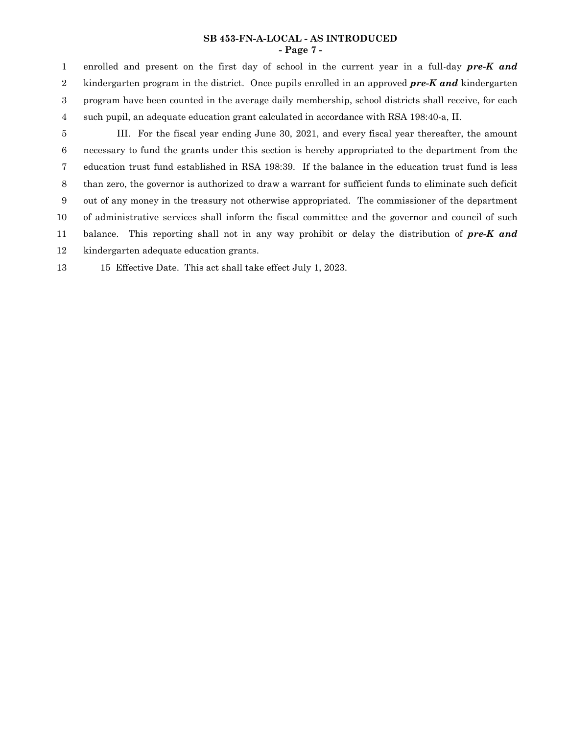enrolled and present on the first day of school in the current year in a full-day ***pre-K and*** kindergarten program in the district. Once pupils enrolled in an approved ***pre-K and*** kindergarten program have been counted in the average daily membership, school districts shall receive, for each such pupil, an adequate education grant calculated in accordance with RSA 198:40-a, II.

III. For the fiscal year ending June 30, 2021, and every fiscal year thereafter, the amount necessary to fund the grants under this section is hereby appropriated to the department from the education trust fund established in RSA 198:39. If the balance in the education trust fund is less than zero, the governor is authorized to draw a warrant for sufficient funds to eliminate such deficit out of any money in the treasury not otherwise appropriated. The commissioner of the department of administrative services shall inform the fiscal committee and the governor and council of such balance. This reporting shall not in any way prohibit or delay the distribution of ***pre-K and*** kindergarten adequate education grants.

15 Effective Date. This act shall take effect July 1, 2023.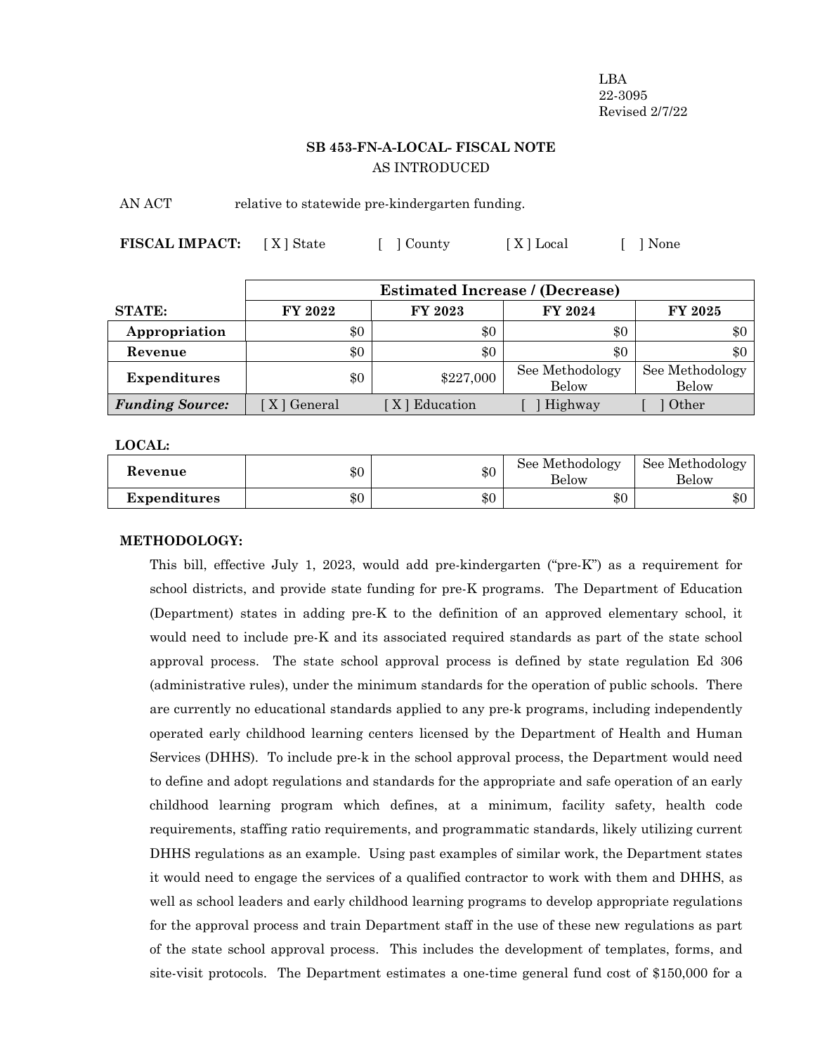LBA
22-3095
Revised 2/7/22

**SB 453-FN-A-LOCAL- FISCAL NOTE**
AS INTRODUCED

AN ACT relative to statewide pre-kindergarten funding.

**FISCAL IMPACT:** [ X ] State [ ] County [ X ] Local [ ] None

| | **Estimated Increase / (Decrease)** | | | |
|---|---|---|---|---|
| **STATE:** | **FY 2022** | **FY 2023** | **FY 2024** | **FY 2025** |
| **Appropriation** | $0 | $0 | $0 | $0 |
| **Revenue** | $0 | $0 | $0 | $0 |
| **Expenditures** | $0 | $227,000 | See Methodology Below | See Methodology Below |
| ***Funding Source:*** | [ X ] General | [ X ] Education | [ ] Highway | [ ] Other |

**LOCAL:**

| | | | | |
|---|---|---|---|---|
| **Revenue** | $0 | $0 | See Methodology Below | See Methodology Below |
| **Expenditures** | $0 | $0 | $0 | $0 |

**METHODOLOGY:**

This bill, effective July 1, 2023, would add pre-kindergarten ("pre-K") as a requirement for school districts, and provide state funding for pre-K programs. The Department of Education (Department) states in adding pre-K to the definition of an approved elementary school, it would need to include pre-K and its associated required standards as part of the state school approval process. The state school approval process is defined by state regulation Ed 306 (administrative rules), under the minimum standards for the operation of public schools. There are currently no educational standards applied to any pre-k programs, including independently operated early childhood learning centers licensed by the Department of Health and Human Services (DHHS). To include pre-k in the school approval process, the Department would need to define and adopt regulations and standards for the appropriate and safe operation of an early childhood learning program which defines, at a minimum, facility safety, health code requirements, staffing ratio requirements, and programmatic standards, likely utilizing current DHHS regulations as an example. Using past examples of similar work, the Department states it would need to engage the services of a qualified contractor to work with them and DHHS, as well as school leaders and early childhood learning programs to develop appropriate regulations for the approval process and train Department staff in the use of these new regulations as part of the state school approval process. This includes the development of templates, forms, and site-visit protocols. The Department estimates a one-time general fund cost of $150,000 for a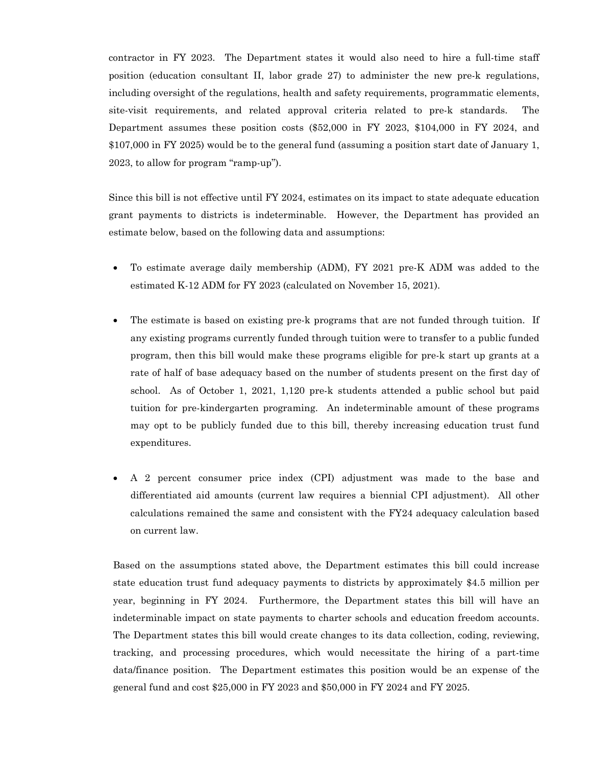contractor in FY 2023. The Department states it would also need to hire a full-time staff position (education consultant II, labor grade 27) to administer the new pre-k regulations, including oversight of the regulations, health and safety requirements, programmatic elements, site-visit requirements, and related approval criteria related to pre-k standards. The Department assumes these position costs ($52,000 in FY 2023, $104,000 in FY 2024, and $107,000 in FY 2025) would be to the general fund (assuming a position start date of January 1, 2023, to allow for program "ramp-up").

Since this bill is not effective until FY 2024, estimates on its impact to state adequate education grant payments to districts is indeterminable. However, the Department has provided an estimate below, based on the following data and assumptions:

- To estimate average daily membership (ADM), FY 2021 pre-K ADM was added to the estimated K-12 ADM for FY 2023 (calculated on November 15, 2021).
- The estimate is based on existing pre-k programs that are not funded through tuition. If any existing programs currently funded through tuition were to transfer to a public funded program, then this bill would make these programs eligible for pre-k start up grants at a rate of half of base adequacy based on the number of students present on the first day of school. As of October 1, 2021, 1,120 pre-k students attended a public school but paid tuition for pre-kindergarten programing. An indeterminable amount of these programs may opt to be publicly funded due to this bill, thereby increasing education trust fund expenditures.
- A 2 percent consumer price index (CPI) adjustment was made to the base and differentiated aid amounts (current law requires a biennial CPI adjustment). All other calculations remained the same and consistent with the FY24 adequacy calculation based on current law.

Based on the assumptions stated above, the Department estimates this bill could increase state education trust fund adequacy payments to districts by approximately $4.5 million per year, beginning in FY 2024. Furthermore, the Department states this bill will have an indeterminable impact on state payments to charter schools and education freedom accounts. The Department states this bill would create changes to its data collection, coding, reviewing, tracking, and processing procedures, which would necessitate the hiring of a part-time data/finance position. The Department estimates this position would be an expense of the general fund and cost $25,000 in FY 2023 and $50,000 in FY 2024 and FY 2025.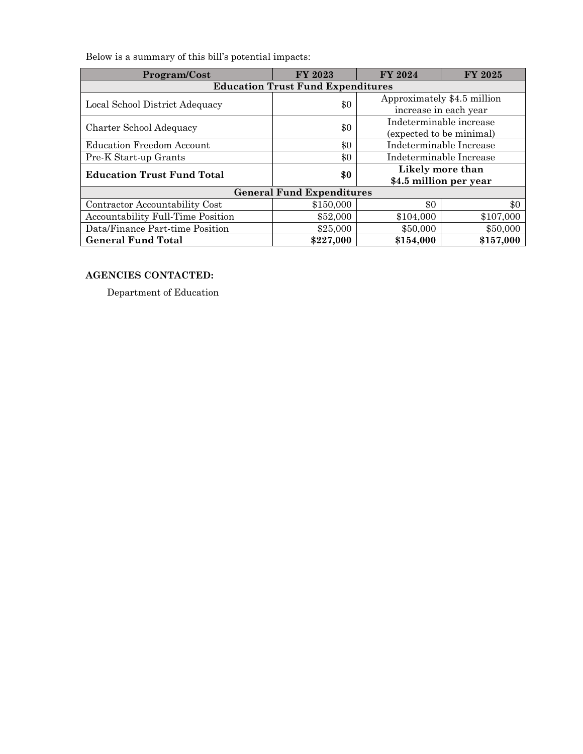Below is a summary of this bill's potential impacts:

| Program/Cost | FY 2023 | FY 2024 | FY 2025 |
|---|---|---|---|
| **Education Trust Fund Expenditures** | | | |
| Local School District Adequacy | $0 | Approximately $4.5 million increase in each year | |
| Charter School Adequacy | $0 | Indeterminable increase (expected to be minimal) | |
| Education Freedom Account | $0 | Indeterminable Increase | |
| Pre-K Start-up Grants | $0 | Indeterminable Increase | |
| **Education Trust Fund Total** | **$0** | **Likely more than $4.5 million per year** | |
| **General Fund Expenditures** | | | |
| Contractor Accountability Cost | $150,000 | $0 | $0 |
| Accountability Full-Time Position | $52,000 | $104,000 | $107,000 |
| Data/Finance Part-time Position | $25,000 | $50,000 | $50,000 |
| **General Fund Total** | **$227,000** | **$154,000** | **$157,000** |

**AGENCIES CONTACTED:**

Department of Education